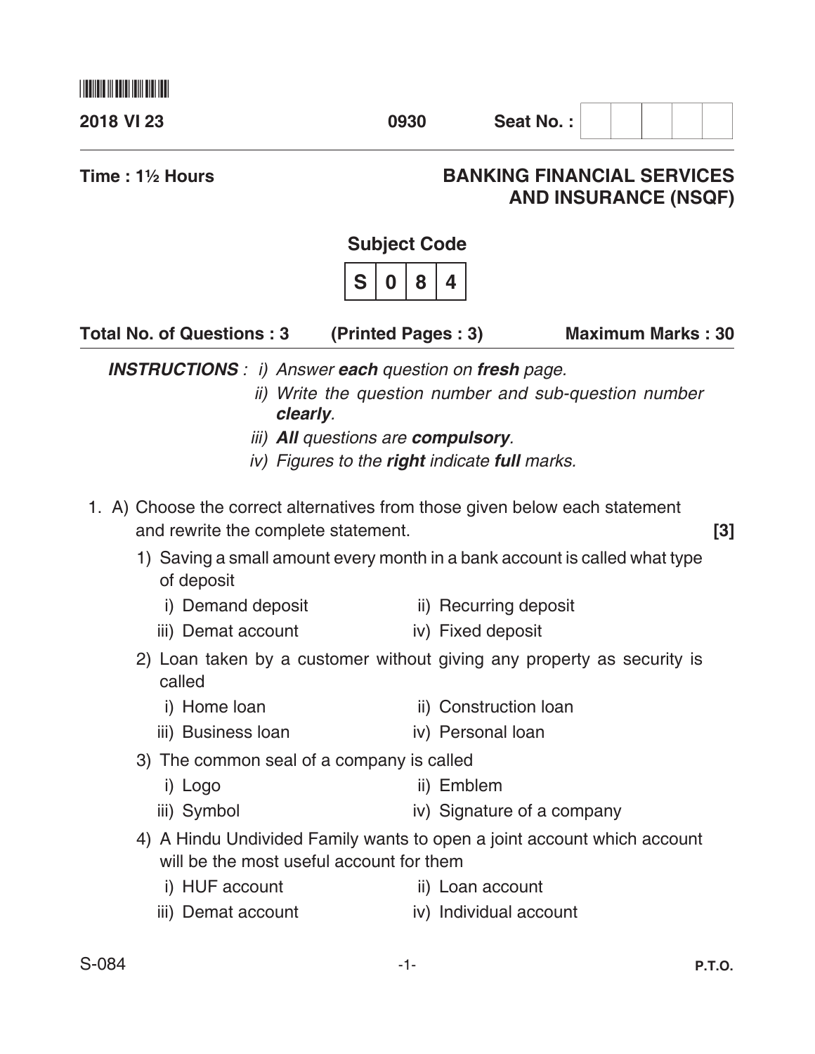2018 VI 23 | 0930 | Seat No. : 

Time : 1½ Hours

# BANKING FINANCIAL SERVICES AND INSURANCE (NSQF)

**Subject Code**

| S | 0 | 8 | 4 |
|---|---|---|---|

**Total No. of Questions : 3** **(Printed Pages : 3)** **Maximum Marks : 30**

***INSTRUCTIONS*** : *i) Answer **each** question on **fresh** page.*

*ii) Write the question number and sub-question number **clearly**.*

*iii) **All** questions are **compulsory**.*

*iv) Figures to the **right** indicate **full** marks.*

1. A) Choose the correct alternatives from those given below each statement and rewrite the complete statement. **[3]**

1) Saving a small amount every month in a bank account is called what type of deposit

- i) Demand deposit
- ii) Recurring deposit
- iii) Demat account
- iv) Fixed deposit

2) Loan taken by a customer without giving any property as security is called

- i) Home loan
- ii) Construction loan
- iii) Business loan
- iv) Personal loan

3) The common seal of a company is called

- i) Logo
- ii) Emblem
- iii) Symbol
- iv) Signature of a company

4) A Hindu Undivided Family wants to open a joint account which account will be the most useful account for them

- i) HUF account
- ii) Loan account
- iii) Demat account
- iv) Individual account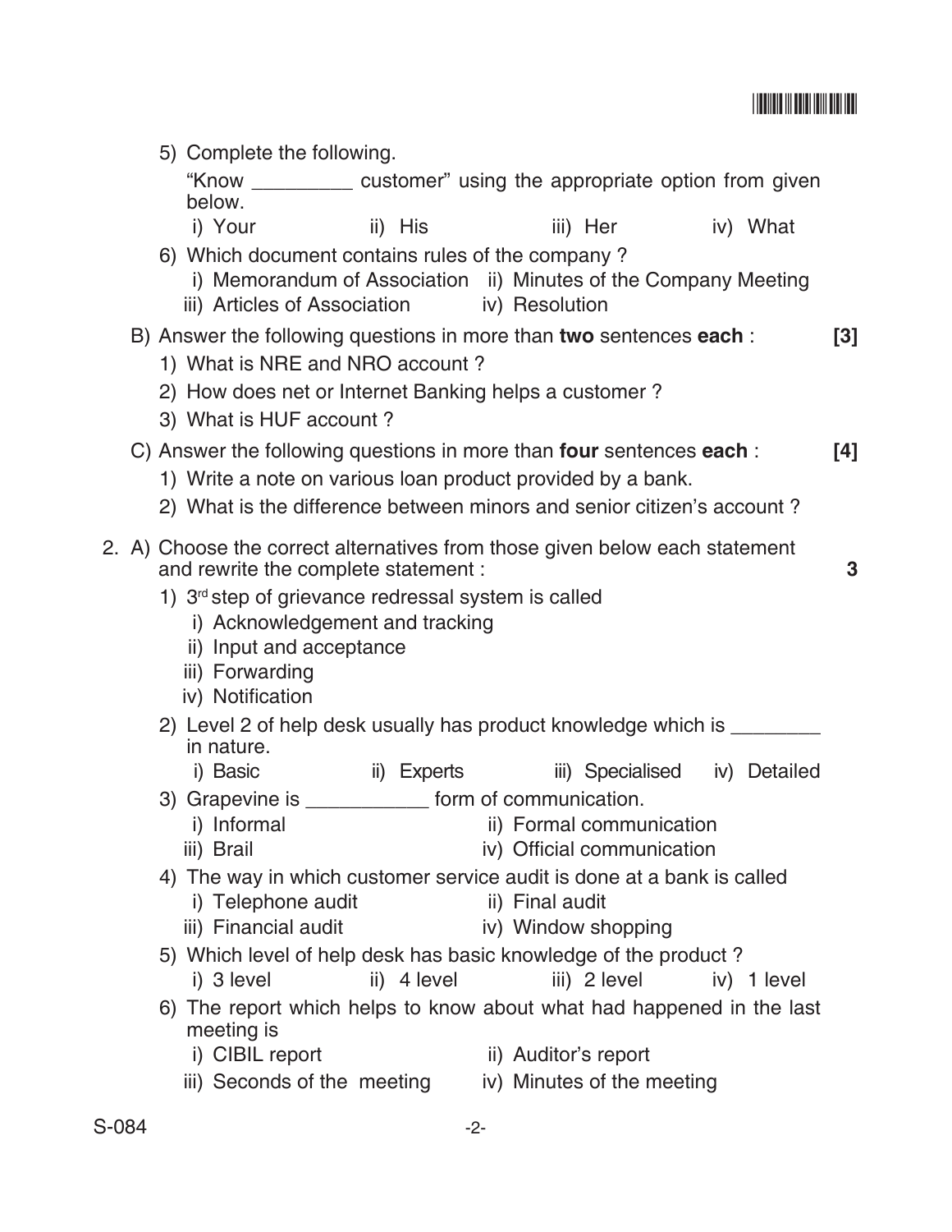5) Complete the following.

"Know _________ customer" using the appropriate option from given below.

i) Your ii) His iii) Her iv) What

6) Which document contains rules of the company ?

i) Memorandum of Association ii) Minutes of the Company Meeting

iii) Articles of Association iv) Resolution

B) Answer the following questions in more than **two** sentences **each** : **[3]**

1) What is NRE and NRO account ?

2) How does net or Internet Banking helps a customer ?

3) What is HUF account ?

C) Answer the following questions in more than **four** sentences **each** : **[4]**

1) Write a note on various loan product provided by a bank.

2) What is the difference between minors and senior citizen's account ?

2. A) Choose the correct alternatives from those given below each statement and rewrite the complete statement : **3**

1) 3rd step of grievance redressal system is called

i) Acknowledgement and tracking

ii) Input and acceptance

iii) Forwarding

iv) Notification

2) Level 2 of help desk usually has product knowledge which is ________ in nature.

i) Basic ii) Experts iii) Specialised iv) Detailed

3) Grapevine is ___________ form of communication.

i) Informal ii) Formal communication

iii) Brail iv) Official communication

4) The way in which customer service audit is done at a bank is called

i) Telephone audit ii) Final audit

iii) Financial audit iv) Window shopping

5) Which level of help desk has basic knowledge of the product ?

i) 3 level ii) 4 level iii) 2 level iv) 1 level

6) The report which helps to know about what had happened in the last meeting is

i) CIBIL report ii) Auditor's report

iii) Seconds of the meeting iv) Minutes of the meeting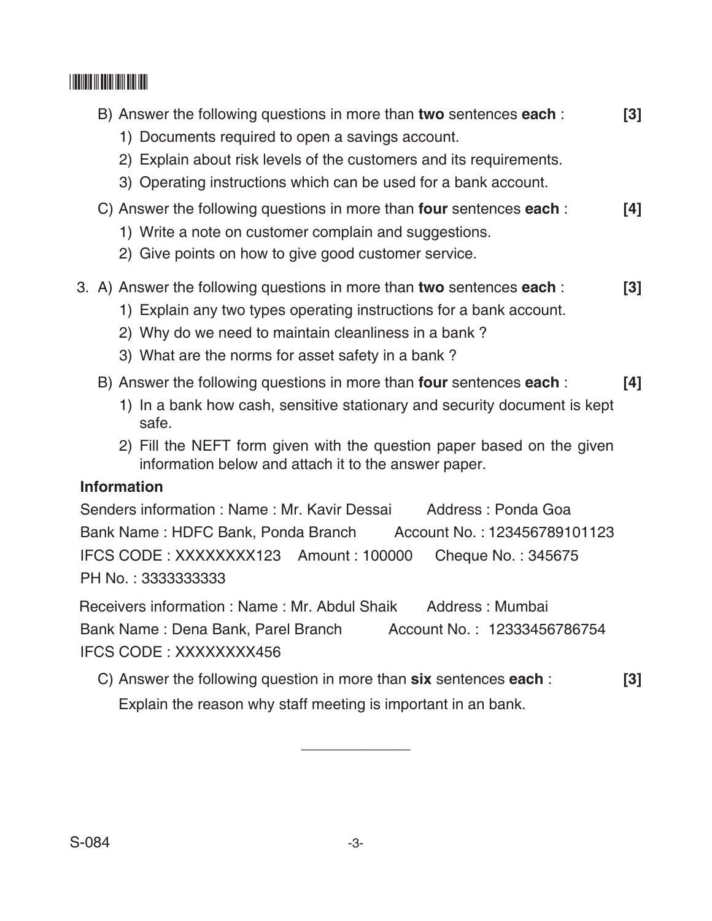B) Answer the following questions in more than **two** sentences **each** : **[3]**

1) Documents required to open a savings account.
2) Explain about risk levels of the customers and its requirements.
3) Operating instructions which can be used for a bank account.

C) Answer the following questions in more than **four** sentences **each** : **[4]**

1) Write a note on customer complain and suggestions.
2) Give points on how to give good customer service.

3. A) Answer the following questions in more than **two** sentences **each** : **[3]**

1) Explain any two types operating instructions for a bank account.
2) Why do we need to maintain cleanliness in a bank ?
3) What are the norms for asset safety in a bank ?

B) Answer the following questions in more than **four** sentences **each** : **[4]**

1) In a bank how cash, sensitive stationary and security document is kept safe.
2) Fill the NEFT form given with the question paper based on the given information below and attach it to the answer paper.

**Information**

Senders information : Name : Mr. Kavir Dessai Address : Ponda Goa

Bank Name : HDFC Bank, Ponda Branch Account No. : 123456789101123

IFCS CODE : XXXXXXXX123 Amount : 100000 Cheque No. : 345675

PH No. : 3333333333

Receivers information : Name : Mr. Abdul Shaik Address : Mumbai

Bank Name : Dena Bank, Parel Branch Account No. : 12333456786754

IFCS CODE : XXXXXXXX456

C) Answer the following question in more than **six** sentences **each** : **[3]**

Explain the reason why staff meeting is important in an bank.

---